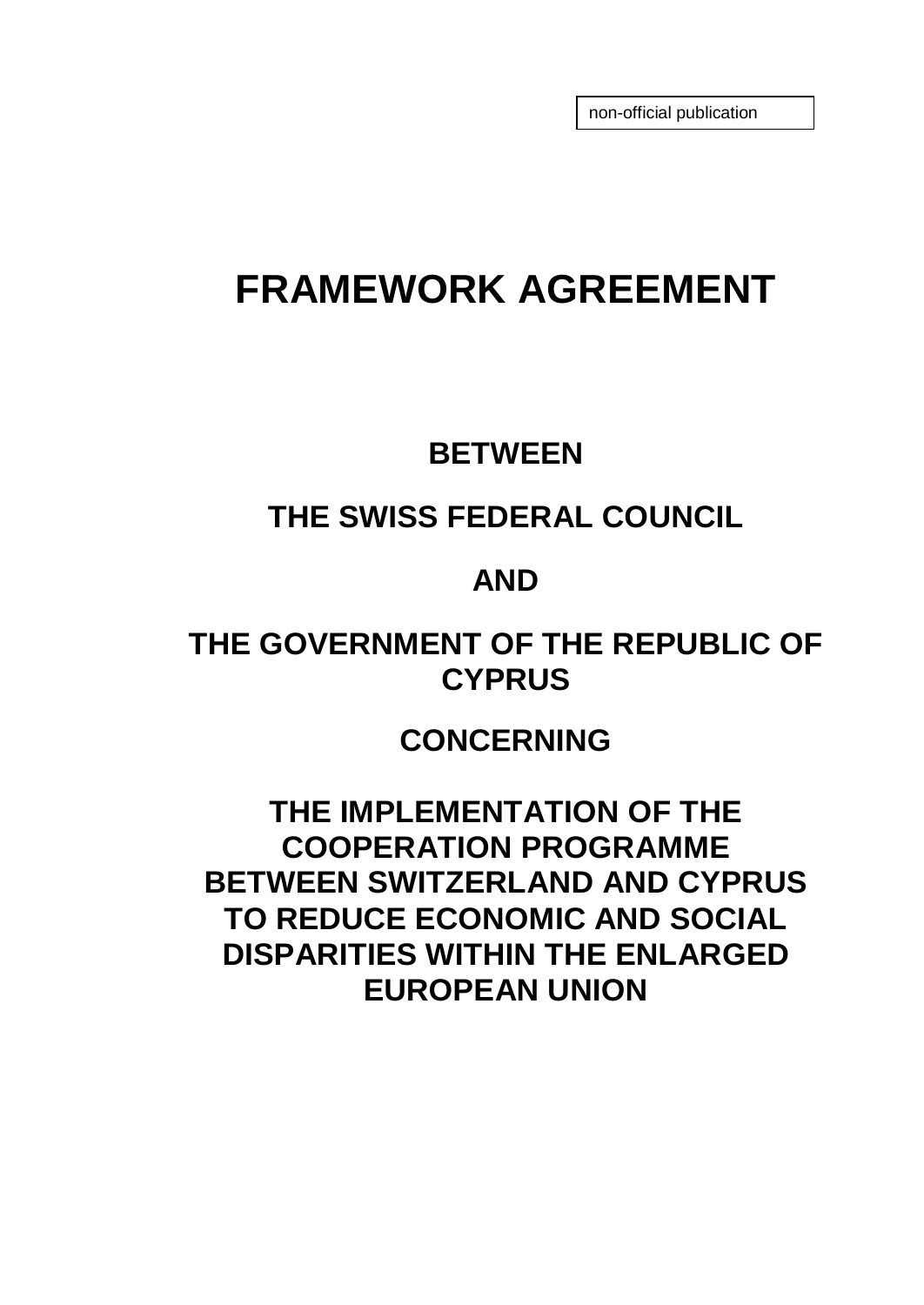non-official publication

# FRAMEWORK AGREEMENT

## BETWEEN

## THE SWISS FEDERAL COUNCIL

## AND

## THE GOVERNMENT OF THE REPUBLIC OF CYPRUS

## CONCERNING

## THE IMPLEMENTATION OF THE COOPERATION PROGRAMME BETWEEN SWITZERLAND AND CYPRUS TO REDUCE ECONOMIC AND SOCIAL DISPARITIES WITHIN THE ENLARGED EUROPEAN UNION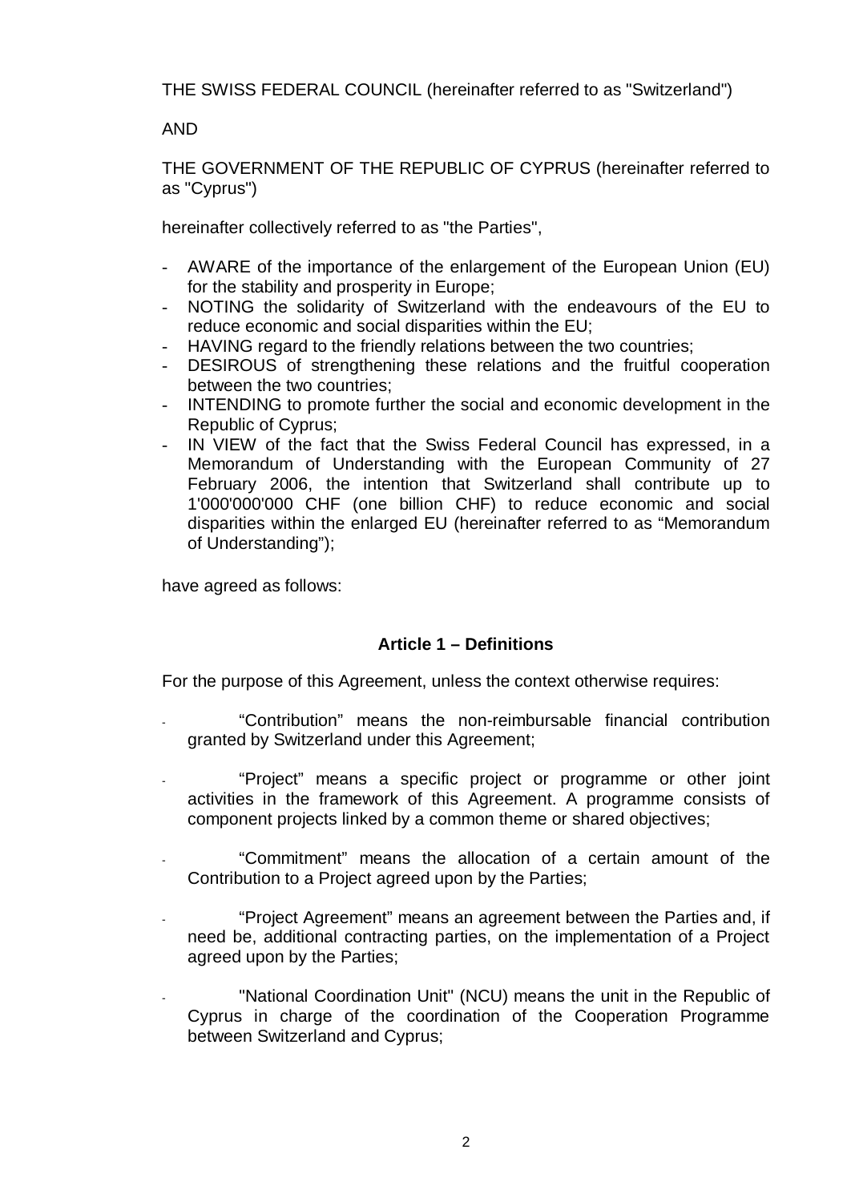THE SWISS FEDERAL COUNCIL (hereinafter referred to as "Switzerland")

AND

THE GOVERNMENT OF THE REPUBLIC OF CYPRUS (hereinafter referred to as "Cyprus")

hereinafter collectively referred to as "the Parties",

- AWARE of the importance of the enlargement of the European Union (EU) for the stability and prosperity in Europe;
- NOTING the solidarity of Switzerland with the endeavours of the EU to reduce economic and social disparities within the EU;
- HAVING regard to the friendly relations between the two countries;
- DESIROUS of strengthening these relations and the fruitful cooperation between the two countries;
- INTENDING to promote further the social and economic development in the Republic of Cyprus;
- IN VIEW of the fact that the Swiss Federal Council has expressed, in a Memorandum of Understanding with the European Community of 27 February 2006, the intention that Switzerland shall contribute up to 1'000'000'000 CHF (one billion CHF) to reduce economic and social disparities within the enlarged EU (hereinafter referred to as "Memorandum of Understanding");

have agreed as follows:

### Article 1 – Definitions

For the purpose of this Agreement, unless the context otherwise requires:

- "Contribution" means the non-reimbursable financial contribution granted by Switzerland under this Agreement;
- "Project" means a specific project or programme or other joint activities in the framework of this Agreement. A programme consists of component projects linked by a common theme or shared objectives;
- "Commitment" means the allocation of a certain amount of the Contribution to a Project agreed upon by the Parties;
- "Project Agreement" means an agreement between the Parties and, if need be, additional contracting parties, on the implementation of a Project agreed upon by the Parties;
- "National Coordination Unit" (NCU) means the unit in the Republic of Cyprus in charge of the coordination of the Cooperation Programme between Switzerland and Cyprus;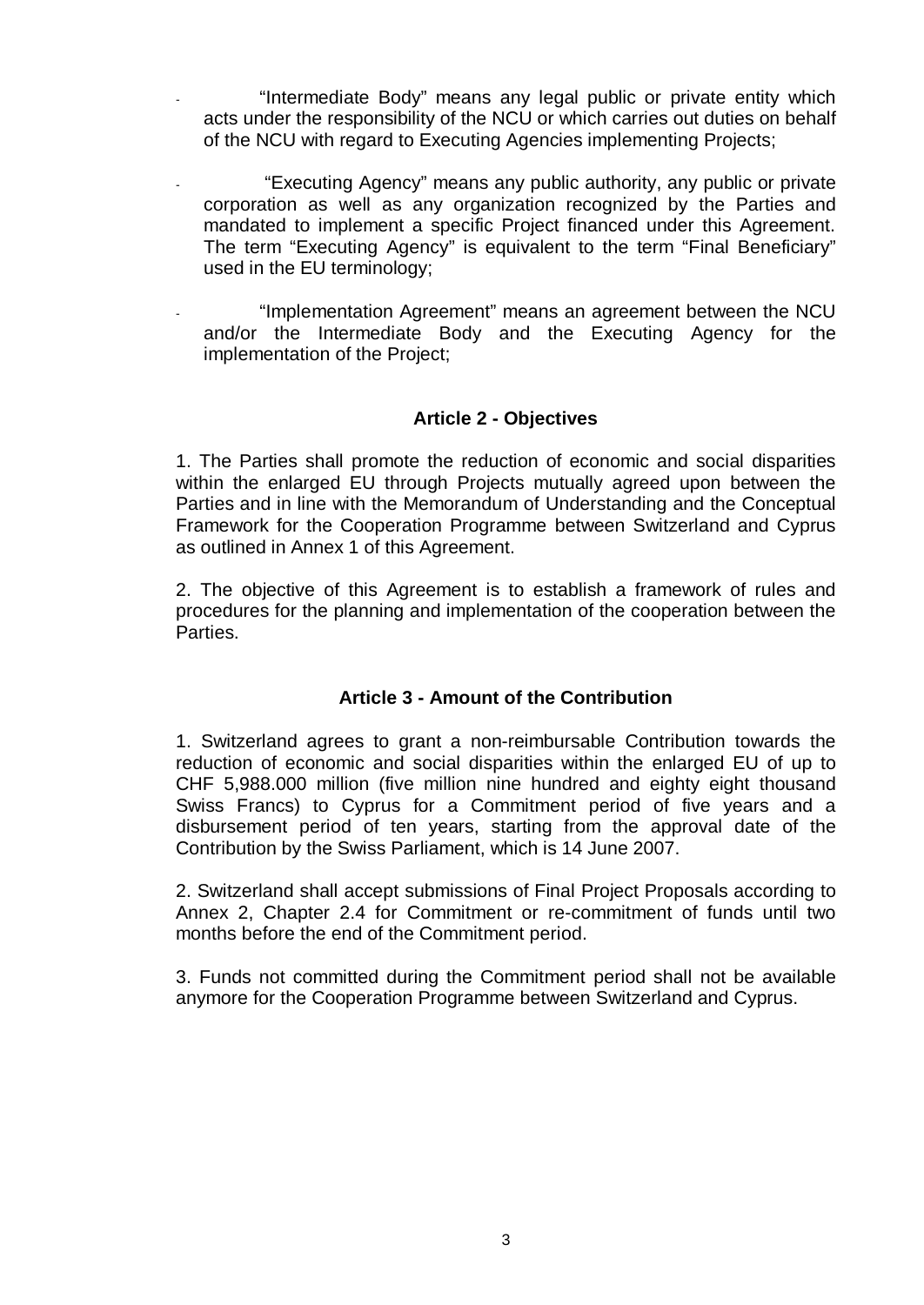- "Intermediate Body" means any legal public or private entity which acts under the responsibility of the NCU or which carries out duties on behalf of the NCU with regard to Executing Agencies implementing Projects;

- "Executing Agency" means any public authority, any public or private corporation as well as any organization recognized by the Parties and mandated to implement a specific Project financed under this Agreement. The term "Executing Agency" is equivalent to the term "Final Beneficiary" used in the EU terminology;

- "Implementation Agreement" means an agreement between the NCU and/or the Intermediate Body and the Executing Agency for the implementation of the Project;

### Article 2 - Objectives

1. The Parties shall promote the reduction of economic and social disparities within the enlarged EU through Projects mutually agreed upon between the Parties and in line with the Memorandum of Understanding and the Conceptual Framework for the Cooperation Programme between Switzerland and Cyprus as outlined in Annex 1 of this Agreement.

2. The objective of this Agreement is to establish a framework of rules and procedures for the planning and implementation of the cooperation between the Parties.

### Article 3 - Amount of the Contribution

1. Switzerland agrees to grant a non-reimbursable Contribution towards the reduction of economic and social disparities within the enlarged EU of up to CHF 5,988.000 million (five million nine hundred and eighty eight thousand Swiss Francs) to Cyprus for a Commitment period of five years and a disbursement period of ten years, starting from the approval date of the Contribution by the Swiss Parliament, which is 14 June 2007.

2. Switzerland shall accept submissions of Final Project Proposals according to Annex 2, Chapter 2.4 for Commitment or re-commitment of funds until two months before the end of the Commitment period.

3. Funds not committed during the Commitment period shall not be available anymore for the Cooperation Programme between Switzerland and Cyprus.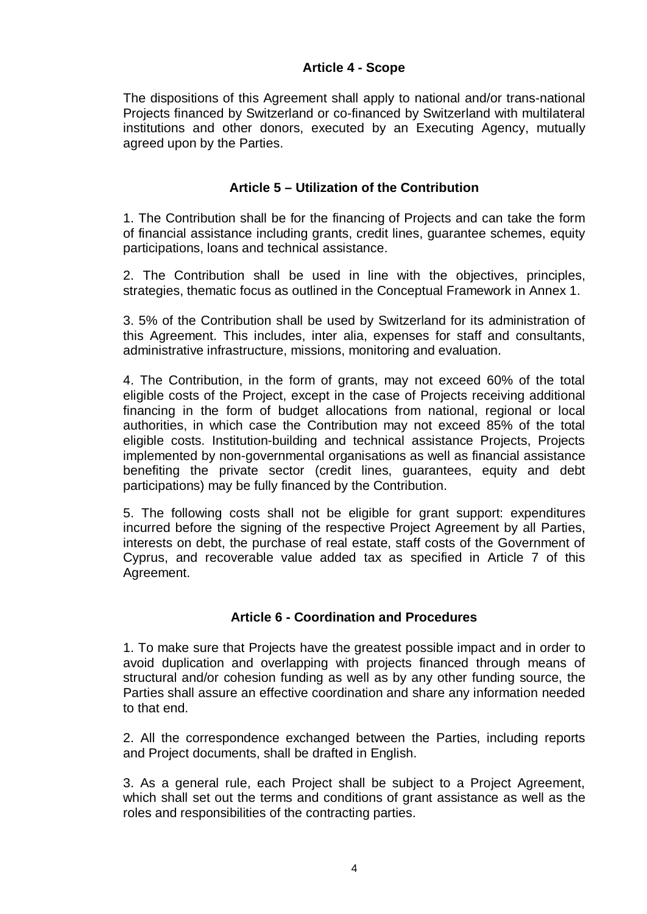### Article 4 - Scope

The dispositions of this Agreement shall apply to national and/or trans-national Projects financed by Switzerland or co-financed by Switzerland with multilateral institutions and other donors, executed by an Executing Agency, mutually agreed upon by the Parties.

### Article 5 – Utilization of the Contribution

1. The Contribution shall be for the financing of Projects and can take the form of financial assistance including grants, credit lines, guarantee schemes, equity participations, loans and technical assistance.

2. The Contribution shall be used in line with the objectives, principles, strategies, thematic focus as outlined in the Conceptual Framework in Annex 1.

3. 5% of the Contribution shall be used by Switzerland for its administration of this Agreement. This includes, inter alia, expenses for staff and consultants, administrative infrastructure, missions, monitoring and evaluation.

4. The Contribution, in the form of grants, may not exceed 60% of the total eligible costs of the Project, except in the case of Projects receiving additional financing in the form of budget allocations from national, regional or local authorities, in which case the Contribution may not exceed 85% of the total eligible costs. Institution-building and technical assistance Projects, Projects implemented by non-governmental organisations as well as financial assistance benefiting the private sector (credit lines, guarantees, equity and debt participations) may be fully financed by the Contribution.

5. The following costs shall not be eligible for grant support: expenditures incurred before the signing of the respective Project Agreement by all Parties, interests on debt, the purchase of real estate, staff costs of the Government of Cyprus, and recoverable value added tax as specified in Article 7 of this Agreement.

### Article 6 - Coordination and Procedures

1. To make sure that Projects have the greatest possible impact and in order to avoid duplication and overlapping with projects financed through means of structural and/or cohesion funding as well as by any other funding source, the Parties shall assure an effective coordination and share any information needed to that end.

2. All the correspondence exchanged between the Parties, including reports and Project documents, shall be drafted in English.

3. As a general rule, each Project shall be subject to a Project Agreement, which shall set out the terms and conditions of grant assistance as well as the roles and responsibilities of the contracting parties.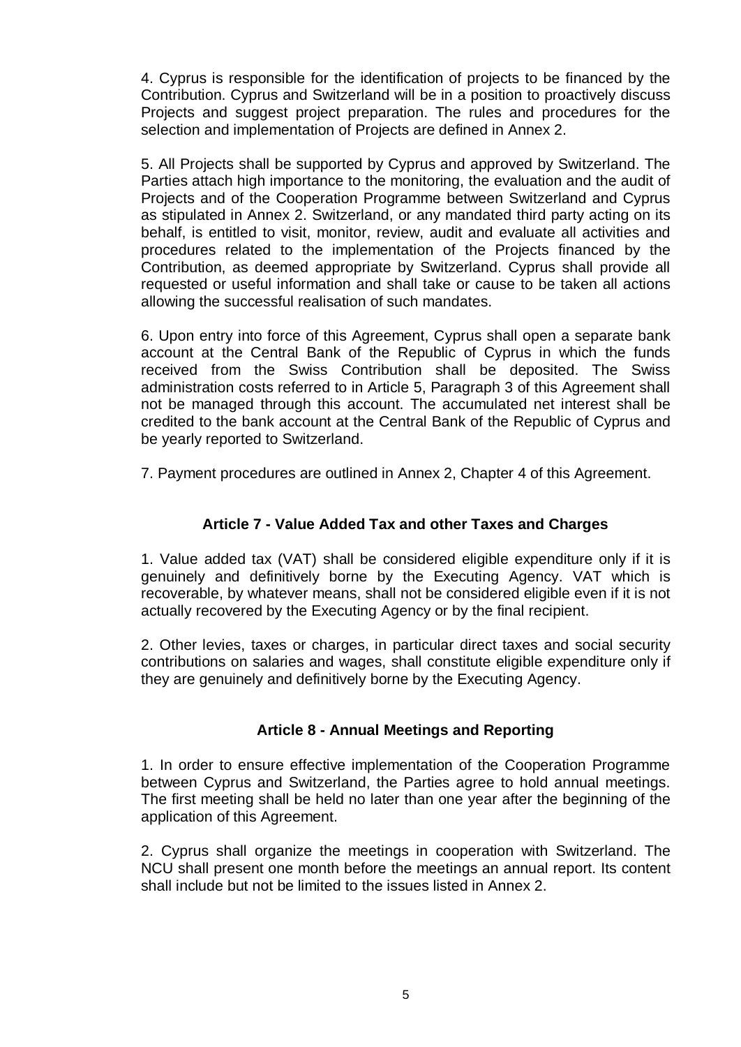4. Cyprus is responsible for the identification of projects to be financed by the Contribution. Cyprus and Switzerland will be in a position to proactively discuss Projects and suggest project preparation. The rules and procedures for the selection and implementation of Projects are defined in Annex 2.

5. All Projects shall be supported by Cyprus and approved by Switzerland. The Parties attach high importance to the monitoring, the evaluation and the audit of Projects and of the Cooperation Programme between Switzerland and Cyprus as stipulated in Annex 2. Switzerland, or any mandated third party acting on its behalf, is entitled to visit, monitor, review, audit and evaluate all activities and procedures related to the implementation of the Projects financed by the Contribution, as deemed appropriate by Switzerland. Cyprus shall provide all requested or useful information and shall take or cause to be taken all actions allowing the successful realisation of such mandates.

6. Upon entry into force of this Agreement, Cyprus shall open a separate bank account at the Central Bank of the Republic of Cyprus in which the funds received from the Swiss Contribution shall be deposited. The Swiss administration costs referred to in Article 5, Paragraph 3 of this Agreement shall not be managed through this account. The accumulated net interest shall be credited to the bank account at the Central Bank of the Republic of Cyprus and be yearly reported to Switzerland.

7. Payment procedures are outlined in Annex 2, Chapter 4 of this Agreement.

### Article 7 - Value Added Tax and other Taxes and Charges

1. Value added tax (VAT) shall be considered eligible expenditure only if it is genuinely and definitively borne by the Executing Agency. VAT which is recoverable, by whatever means, shall not be considered eligible even if it is not actually recovered by the Executing Agency or by the final recipient.

2. Other levies, taxes or charges, in particular direct taxes and social security contributions on salaries and wages, shall constitute eligible expenditure only if they are genuinely and definitively borne by the Executing Agency.

### Article 8 - Annual Meetings and Reporting

1. In order to ensure effective implementation of the Cooperation Programme between Cyprus and Switzerland, the Parties agree to hold annual meetings. The first meeting shall be held no later than one year after the beginning of the application of this Agreement.

2. Cyprus shall organize the meetings in cooperation with Switzerland. The NCU shall present one month before the meetings an annual report. Its content shall include but not be limited to the issues listed in Annex 2.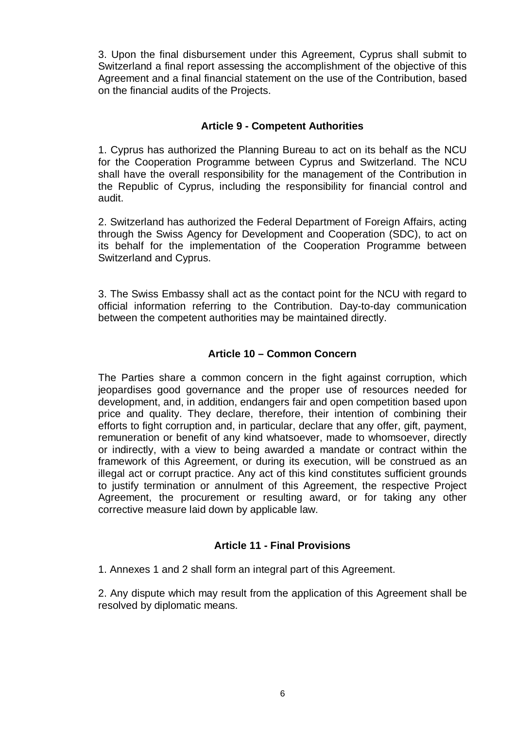3. Upon the final disbursement under this Agreement, Cyprus shall submit to Switzerland a final report assessing the accomplishment of the objective of this Agreement and a final financial statement on the use of the Contribution, based on the financial audits of the Projects.

### Article 9 - Competent Authorities

1. Cyprus has authorized the Planning Bureau to act on its behalf as the NCU for the Cooperation Programme between Cyprus and Switzerland. The NCU shall have the overall responsibility for the management of the Contribution in the Republic of Cyprus, including the responsibility for financial control and audit.

2. Switzerland has authorized the Federal Department of Foreign Affairs, acting through the Swiss Agency for Development and Cooperation (SDC), to act on its behalf for the implementation of the Cooperation Programme between Switzerland and Cyprus.

3. The Swiss Embassy shall act as the contact point for the NCU with regard to official information referring to the Contribution. Day-to-day communication between the competent authorities may be maintained directly.

### Article 10 – Common Concern

The Parties share a common concern in the fight against corruption, which jeopardises good governance and the proper use of resources needed for development, and, in addition, endangers fair and open competition based upon price and quality. They declare, therefore, their intention of combining their efforts to fight corruption and, in particular, declare that any offer, gift, payment, remuneration or benefit of any kind whatsoever, made to whomsoever, directly or indirectly, with a view to being awarded a mandate or contract within the framework of this Agreement, or during its execution, will be construed as an illegal act or corrupt practice. Any act of this kind constitutes sufficient grounds to justify termination or annulment of this Agreement, the respective Project Agreement, the procurement or resulting award, or for taking any other corrective measure laid down by applicable law.

### Article 11 - Final Provisions

1. Annexes 1 and 2 shall form an integral part of this Agreement.

2. Any dispute which may result from the application of this Agreement shall be resolved by diplomatic means.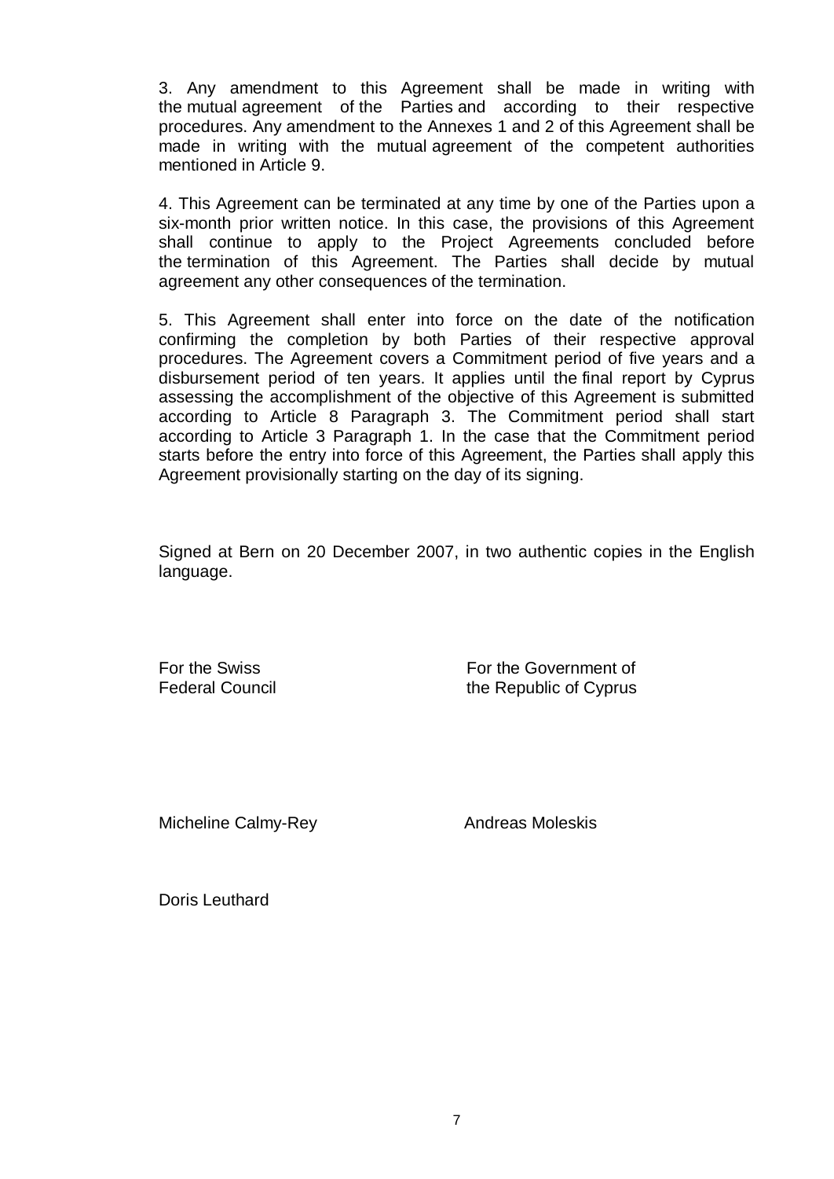3. Any amendment to this Agreement shall be made in writing with the mutual agreement of the Parties and according to their respective procedures. Any amendment to the Annexes 1 and 2 of this Agreement shall be made in writing with the mutual agreement of the competent authorities mentioned in Article 9.

4. This Agreement can be terminated at any time by one of the Parties upon a six-month prior written notice. In this case, the provisions of this Agreement shall continue to apply to the Project Agreements concluded before the termination of this Agreement. The Parties shall decide by mutual agreement any other consequences of the termination.

5. This Agreement shall enter into force on the date of the notification confirming the completion by both Parties of their respective approval procedures. The Agreement covers a Commitment period of five years and a disbursement period of ten years. It applies until the final report by Cyprus assessing the accomplishment of the objective of this Agreement is submitted according to Article 8 Paragraph 3. The Commitment period shall start according to Article 3 Paragraph 1. In the case that the Commitment period starts before the entry into force of this Agreement, the Parties shall apply this Agreement provisionally starting on the day of its signing.

Signed at Bern on 20 December 2007, in two authentic copies in the English language.

| For the Swiss Federal Council | For the Government of the Republic of Cyprus |
|---|---|
| Micheline Calmy-Rey | Andreas Moleskis |
| Doris Leuthard | |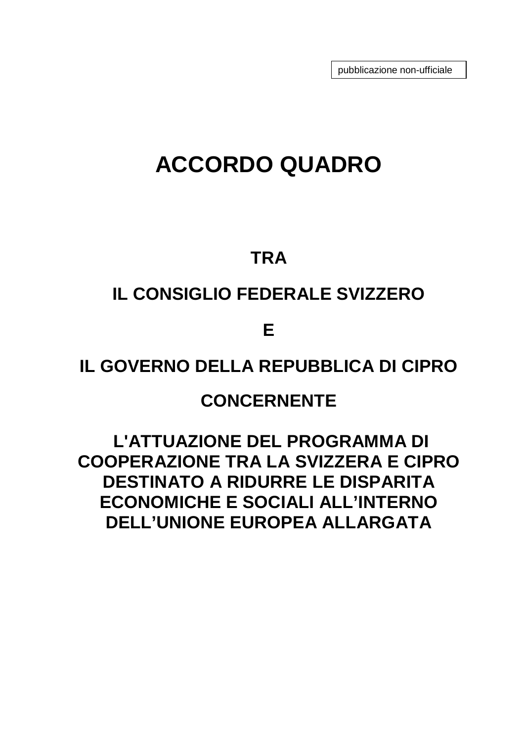pubblicazione non-ufficiale

# ACCORDO QUADRO

## TRA

## IL CONSIGLIO FEDERALE SVIZZERO

## E

## IL GOVERNO DELLA REPUBBLICA DI CIPRO

## CONCERNENTE

## L'ATTUAZIONE DEL PROGRAMMA DI COOPERAZIONE TRA LA SVIZZERA E CIPRO DESTINATO A RIDURRE LE DISPARITA ECONOMICHE E SOCIALI ALL'INTERNO DELL'UNIONE EUROPEA ALLARGATA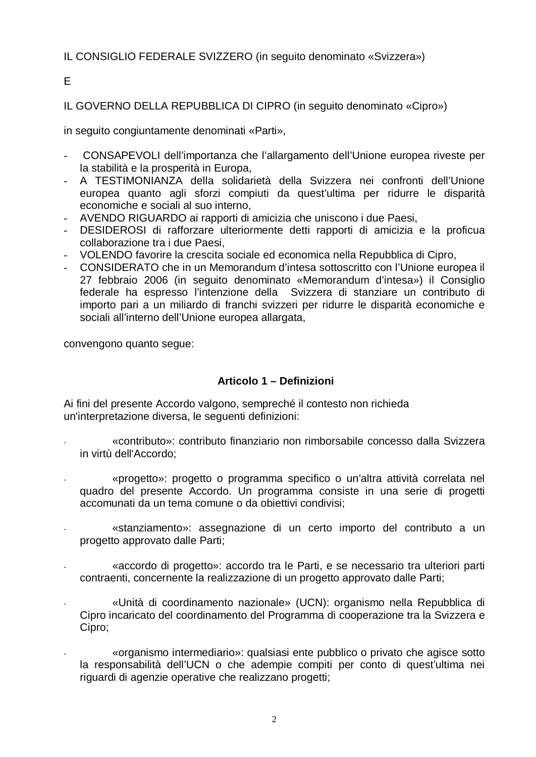IL CONSIGLIO FEDERALE SVIZZERO (in seguito denominato «Svizzera»)

E

IL GOVERNO DELLA REPUBBLICA DI CIPRO (in seguito denominato «Cipro»)

in seguito congiuntamente denominati «Parti»,

- CONSAPEVOLI dell'importanza che l'allargamento dell'Unione europea riveste per la stabilità e la prosperità in Europa,
- A TESTIMONIANZA della solidarietà della Svizzera nei confronti dell'Unione europea quanto agli sforzi compiuti da quest'ultima per ridurre le disparità economiche e sociali al suo interno,
- AVENDO RIGUARDO ai rapporti di amicizia che uniscono i due Paesi,
- DESIDEROSI di rafforzare ulteriormente detti rapporti di amicizia e la proficua collaborazione tra i due Paesi,
- VOLENDO favorire la crescita sociale ed economica nella Repubblica di Cipro,
- CONSIDERATO che in un Memorandum d'intesa sottoscritto con l'Unione europea il 27 febbraio 2006 (in seguito denominato «Memorandum d'intesa») il Consiglio federale ha espresso l'intenzione della Svizzera di stanziare un contributo di importo pari a un miliardo di franchi svizzeri per ridurre le disparità economiche e sociali all'interno dell'Unione europea allargata,

convengono quanto segue:

## Articolo 1 – Definizioni

Ai fini del presente Accordo valgono, sempreché il contesto non richieda un'interpretazione diversa, le seguenti definizioni:

- «contributo»: contributo finanziario non rimborsabile concesso dalla Svizzera in virtù dell'Accordo;
- «progetto»: progetto o programma specifico o un'altra attività correlata nel quadro del presente Accordo. Un programma consiste in una serie di progetti accomunati da un tema comune o da obiettivi condivisi;
- «stanziamento»: assegnazione di un certo importo del contributo a un progetto approvato dalle Parti;
- «accordo di progetto»: accordo tra le Parti, e se necessario tra ulteriori parti contraenti, concernente la realizzazione di un progetto approvato dalle Parti;
- «Unità di coordinamento nazionale» (UCN): organismo nella Repubblica di Cipro incaricato del coordinamento del Programma di cooperazione tra la Svizzera e Cipro;
- «organismo intermediario»: qualsiasi ente pubblico o privato che agisce sotto la responsabilità dell'UCN o che adempie compiti per conto di quest'ultima nei riguardi di agenzie operative che realizzano progetti;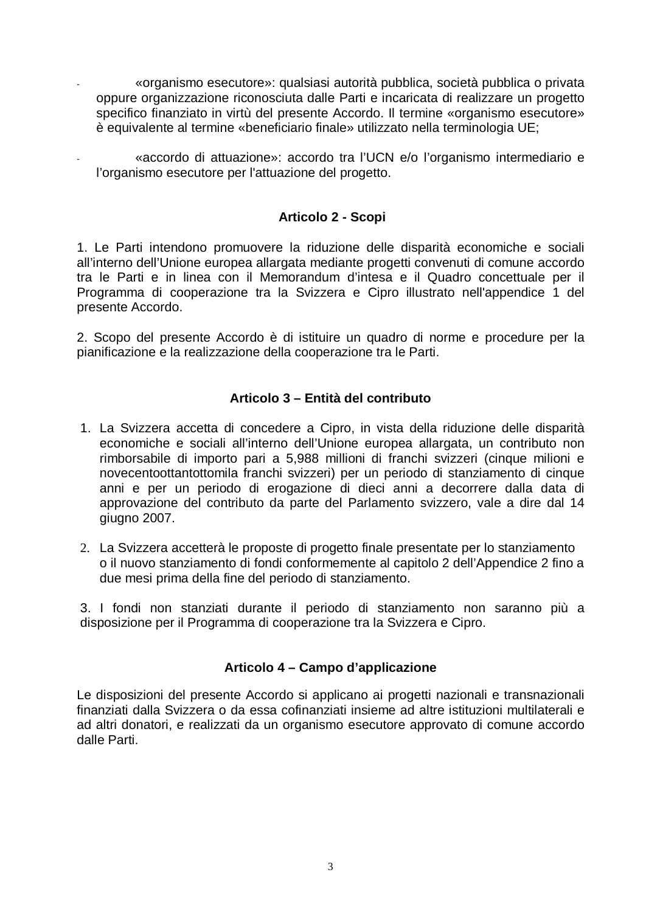- «organismo esecutore»: qualsiasi autorità pubblica, società pubblica o privata oppure organizzazione riconosciuta dalle Parti e incaricata di realizzare un progetto specifico finanziato in virtù del presente Accordo. Il termine «organismo esecutore» è equivalente al termine «beneficiario finale» utilizzato nella terminologia UE;

- «accordo di attuazione»: accordo tra l'UCN e/o l'organismo intermediario e l'organismo esecutore per l'attuazione del progetto.

**Articolo 2 - Scopi**

1. Le Parti intendono promuovere la riduzione delle disparità economiche e sociali all'interno dell'Unione europea allargata mediante progetti convenuti di comune accordo tra le Parti e in linea con il Memorandum d'intesa e il Quadro concettuale per il Programma di cooperazione tra la Svizzera e Cipro illustrato nell'appendice 1 del presente Accordo.

2. Scopo del presente Accordo è di istituire un quadro di norme e procedure per la pianificazione e la realizzazione della cooperazione tra le Parti.

**Articolo 3 – Entità del contributo**

1. La Svizzera accetta di concedere a Cipro, in vista della riduzione delle disparità economiche e sociali all'interno dell'Unione europea allargata, un contributo non rimborsabile di importo pari a 5,988 millioni di franchi svizzeri (cinque milioni e novecentoottantottomila franchi svizzeri) per un periodo di stanziamento di cinque anni e per un periodo di erogazione di dieci anni a decorrere dalla data di approvazione del contributo da parte del Parlamento svizzero, vale a dire dal 14 giugno 2007.

2. La Svizzera accetterà le proposte di progetto finale presentate per lo stanziamento o il nuovo stanziamento di fondi conformemente al capitolo 2 dell'Appendice 2 fino a due mesi prima della fine del periodo di stanziamento.

3. I fondi non stanziati durante il periodo di stanziamento non saranno più a disposizione per il Programma di cooperazione tra la Svizzera e Cipro.

**Articolo 4 – Campo d'applicazione**

Le disposizioni del presente Accordo si applicano ai progetti nazionali e transnazionali finanziati dalla Svizzera o da essa cofinanziati insieme ad altre istituzioni multilaterali e ad altri donatori, e realizzati da un organismo esecutore approvato di comune accordo dalle Parti.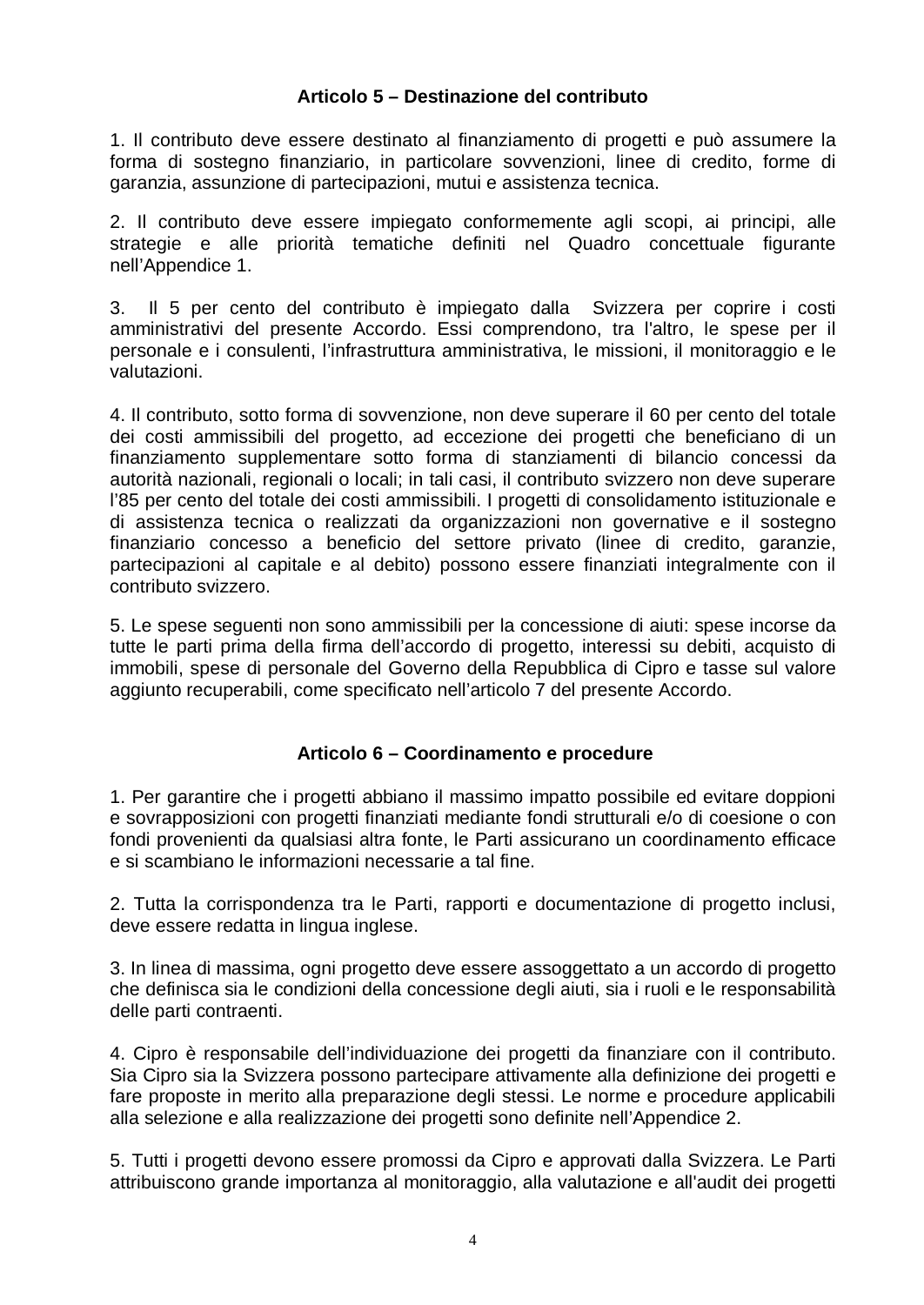### Articolo 5 – Destinazione del contributo

1. Il contributo deve essere destinato al finanziamento di progetti e può assumere la forma di sostegno finanziario, in particolare sovvenzioni, linee di credito, forme di garanzia, assunzione di partecipazioni, mutui e assistenza tecnica.

2. Il contributo deve essere impiegato conformemente agli scopi, ai principi, alle strategie e alle priorità tematiche definiti nel Quadro concettuale figurante nell'Appendice 1.

3. Il 5 per cento del contributo è impiegato dalla Svizzera per coprire i costi amministrativi del presente Accordo. Essi comprendono, tra l'altro, le spese per il personale e i consulenti, l'infrastruttura amministrativa, le missioni, il monitoraggio e le valutazioni.

4. Il contributo, sotto forma di sovvenzione, non deve superare il 60 per cento del totale dei costi ammissibili del progetto, ad eccezione dei progetti che beneficiano di un finanziamento supplementare sotto forma di stanziamenti di bilancio concessi da autorità nazionali, regionali o locali; in tali casi, il contributo svizzero non deve superare l'85 per cento del totale dei costi ammissibili. I progetti di consolidamento istituzionale e di assistenza tecnica o realizzati da organizzazioni non governative e il sostegno finanziario concesso a beneficio del settore privato (linee di credito, garanzie, partecipazioni al capitale e al debito) possono essere finanziati integralmente con il contributo svizzero.

5. Le spese seguenti non sono ammissibili per la concessione di aiuti: spese incorse da tutte le parti prima della firma dell'accordo di progetto, interessi su debiti, acquisto di immobili, spese di personale del Governo della Repubblica di Cipro e tasse sul valore aggiunto recuperabili, come specificato nell'articolo 7 del presente Accordo.

### Articolo 6 – Coordinamento e procedure

1. Per garantire che i progetti abbiano il massimo impatto possibile ed evitare doppioni e sovrapposizioni con progetti finanziati mediante fondi strutturali e/o di coesione o con fondi provenienti da qualsiasi altra fonte, le Parti assicurano un coordinamento efficace e si scambiano le informazioni necessarie a tal fine.

2. Tutta la corrispondenza tra le Parti, rapporti e documentazione di progetto inclusi, deve essere redatta in lingua inglese.

3. In linea di massima, ogni progetto deve essere assoggettato a un accordo di progetto che definisca sia le condizioni della concessione degli aiuti, sia i ruoli e le responsabilità delle parti contraenti.

4. Cipro è responsabile dell'individuazione dei progetti da finanziare con il contributo. Sia Cipro sia la Svizzera possono partecipare attivamente alla definizione dei progetti e fare proposte in merito alla preparazione degli stessi. Le norme e procedure applicabili alla selezione e alla realizzazione dei progetti sono definite nell'Appendice 2.

5. Tutti i progetti devono essere promossi da Cipro e approvati dalla Svizzera. Le Parti attribuiscono grande importanza al monitoraggio, alla valutazione e all'audit dei progetti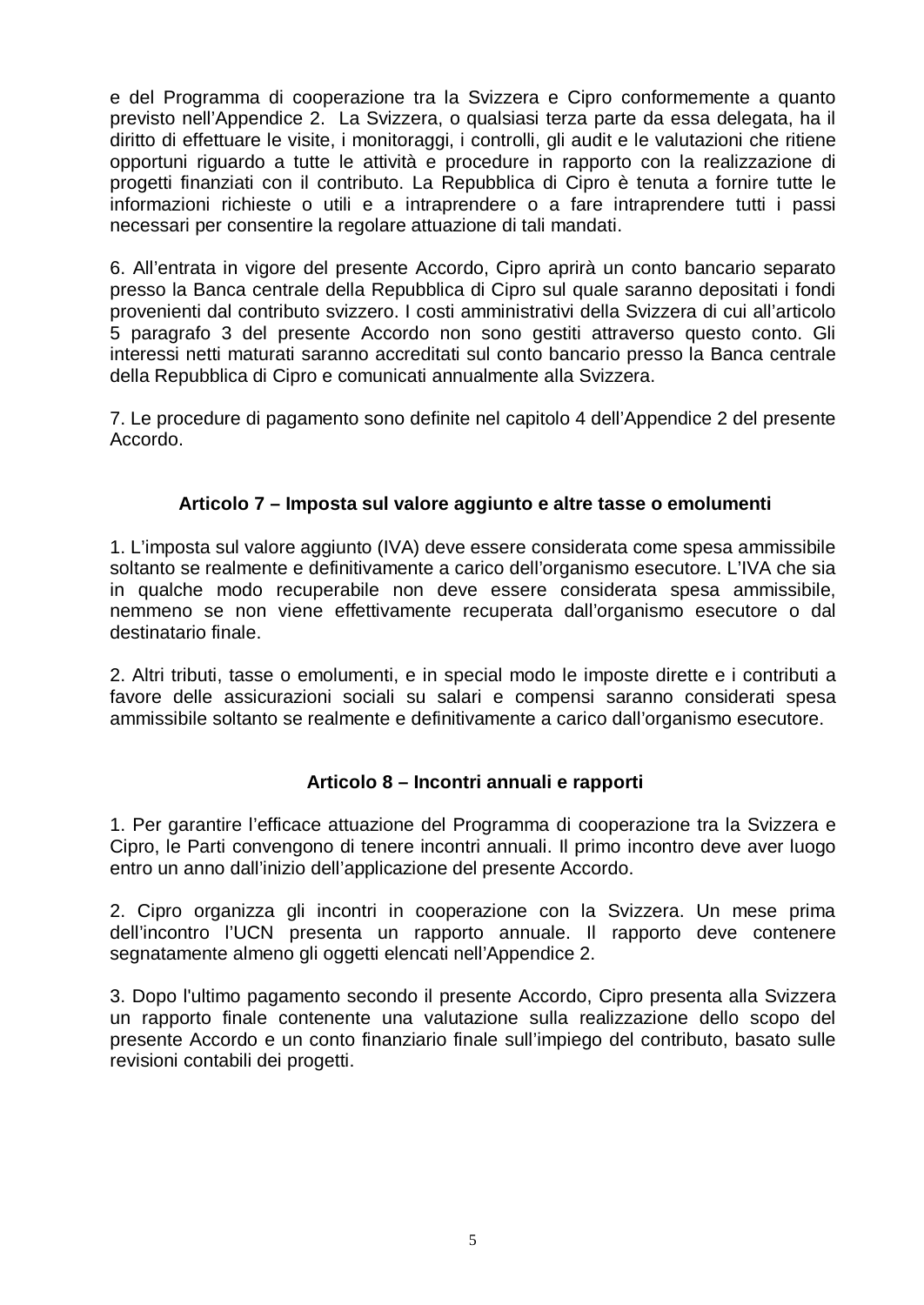e del Programma di cooperazione tra la Svizzera e Cipro conformemente a quanto previsto nell'Appendice 2. La Svizzera, o qualsiasi terza parte da essa delegata, ha il diritto di effettuare le visite, i monitoraggi, i controlli, gli audit e le valutazioni che ritiene opportuni riguardo a tutte le attività e procedure in rapporto con la realizzazione di progetti finanziati con il contributo. La Repubblica di Cipro è tenuta a fornire tutte le informazioni richieste o utili e a intraprendere o a fare intraprendere tutti i passi necessari per consentire la regolare attuazione di tali mandati.

6. All'entrata in vigore del presente Accordo, Cipro aprirà un conto bancario separato presso la Banca centrale della Repubblica di Cipro sul quale saranno depositati i fondi provenienti dal contributo svizzero. I costi amministrativi della Svizzera di cui all'articolo 5 paragrafo 3 del presente Accordo non sono gestiti attraverso questo conto. Gli interessi netti maturati saranno accreditati sul conto bancario presso la Banca centrale della Repubblica di Cipro e comunicati annualmente alla Svizzera.

7. Le procedure di pagamento sono definite nel capitolo 4 dell'Appendice 2 del presente Accordo.

### Articolo 7 – Imposta sul valore aggiunto e altre tasse o emolumenti

1. L'imposta sul valore aggiunto (IVA) deve essere considerata come spesa ammissibile soltanto se realmente e definitivamente a carico dell'organismo esecutore. L'IVA che sia in qualche modo recuperabile non deve essere considerata spesa ammissibile, nemmeno se non viene effettivamente recuperata dall'organismo esecutore o dal destinatario finale.

2. Altri tributi, tasse o emolumenti, e in special modo le imposte dirette e i contributi a favore delle assicurazioni sociali su salari e compensi saranno considerati spesa ammissibile soltanto se realmente e definitivamente a carico dall'organismo esecutore.

### Articolo 8 – Incontri annuali e rapporti

1. Per garantire l'efficace attuazione del Programma di cooperazione tra la Svizzera e Cipro, le Parti convengono di tenere incontri annuali. Il primo incontro deve aver luogo entro un anno dall'inizio dell'applicazione del presente Accordo.

2. Cipro organizza gli incontri in cooperazione con la Svizzera. Un mese prima dell'incontro l'UCN presenta un rapporto annuale. Il rapporto deve contenere segnatamente almeno gli oggetti elencati nell'Appendice 2.

3. Dopo l'ultimo pagamento secondo il presente Accordo, Cipro presenta alla Svizzera un rapporto finale contenente una valutazione sulla realizzazione dello scopo del presente Accordo e un conto finanziario finale sull'impiego del contributo, basato sulle revisioni contabili dei progetti.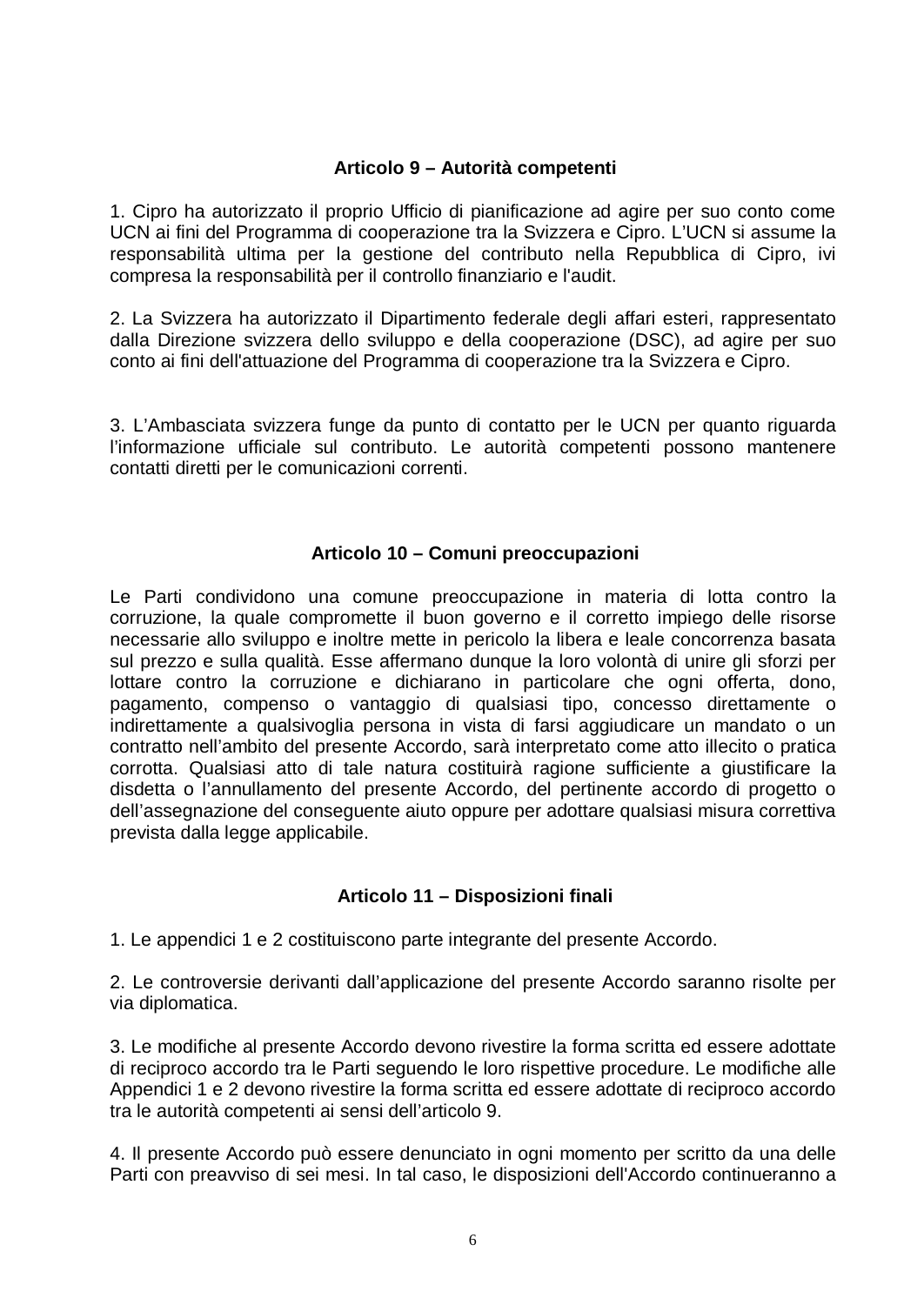### Articolo 9 – Autorità competenti

1. Cipro ha autorizzato il proprio Ufficio di pianificazione ad agire per suo conto come UCN ai fini del Programma di cooperazione tra la Svizzera e Cipro. L'UCN si assume la responsabilità ultima per la gestione del contributo nella Repubblica di Cipro, ivi compresa la responsabilità per il controllo finanziario e l'audit.

2. La Svizzera ha autorizzato il Dipartimento federale degli affari esteri, rappresentato dalla Direzione svizzera dello sviluppo e della cooperazione (DSC), ad agire per suo conto ai fini dell'attuazione del Programma di cooperazione tra la Svizzera e Cipro.

3. L'Ambasciata svizzera funge da punto di contatto per le UCN per quanto riguarda l'informazione ufficiale sul contributo. Le autorità competenti possono mantenere contatti diretti per le comunicazioni correnti.

### Articolo 10 – Comuni preoccupazioni

Le Parti condividono una comune preoccupazione in materia di lotta contro la corruzione, la quale compromette il buon governo e il corretto impiego delle risorse necessarie allo sviluppo e inoltre mette in pericolo la libera e leale concorrenza basata sul prezzo e sulla qualità. Esse affermano dunque la loro volontà di unire gli sforzi per lottare contro la corruzione e dichiarano in particolare che ogni offerta, dono, pagamento, compenso o vantaggio di qualsiasi tipo, concesso direttamente o indirettamente a qualsivoglia persona in vista di farsi aggiudicare un mandato o un contratto nell'ambito del presente Accordo, sarà interpretato come atto illecito o pratica corrotta. Qualsiasi atto di tale natura costituirà ragione sufficiente a giustificare la disdetta o l'annullamento del presente Accordo, del pertinente accordo di progetto o dell'assegnazione del conseguente aiuto oppure per adottare qualsiasi misura correttiva prevista dalla legge applicabile.

### Articolo 11 – Disposizioni finali

1. Le appendici 1 e 2 costituiscono parte integrante del presente Accordo.

2. Le controversie derivanti dall'applicazione del presente Accordo saranno risolte per via diplomatica.

3. Le modifiche al presente Accordo devono rivestire la forma scritta ed essere adottate di reciproco accordo tra le Parti seguendo le loro rispettive procedure. Le modifiche alle Appendici 1 e 2 devono rivestire la forma scritta ed essere adottate di reciproco accordo tra le autorità competenti ai sensi dell'articolo 9.

4. Il presente Accordo può essere denunciato in ogni momento per scritto da una delle Parti con preavviso di sei mesi. In tal caso, le disposizioni dell'Accordo continueranno a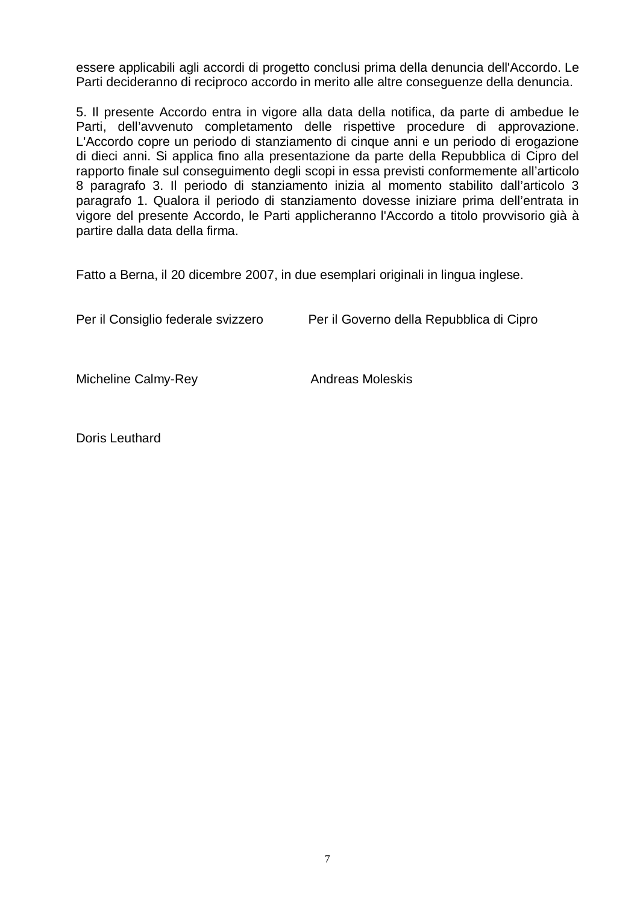essere applicabili agli accordi di progetto conclusi prima della denuncia dell'Accordo. Le Parti decideranno di reciproco accordo in merito alle altre conseguenze della denuncia.

5. Il presente Accordo entra in vigore alla data della notifica, da parte di ambedue le Parti, dell'avvenuto completamento delle rispettive procedure di approvazione. L'Accordo copre un periodo di stanziamento di cinque anni e un periodo di erogazione di dieci anni. Si applica fino alla presentazione da parte della Repubblica di Cipro del rapporto finale sul conseguimento degli scopi in essa previsti conformemente all'articolo 8 paragrafo 3. Il periodo di stanziamento inizia al momento stabilito dall'articolo 3 paragrafo 1. Qualora il periodo di stanziamento dovesse iniziare prima dell'entrata in vigore del presente Accordo, le Parti applicheranno l'Accordo a titolo provvisorio già à partire dalla data della firma.

Fatto a Berna, il 20 dicembre 2007, in due esemplari originali in lingua inglese.

| | |
|---|---|
| Per il Consiglio federale svizzero | Per il Governo della Repubblica di Cipro |
| Micheline Calmy-Rey | Andreas Moleskis |
| Doris Leuthard | |